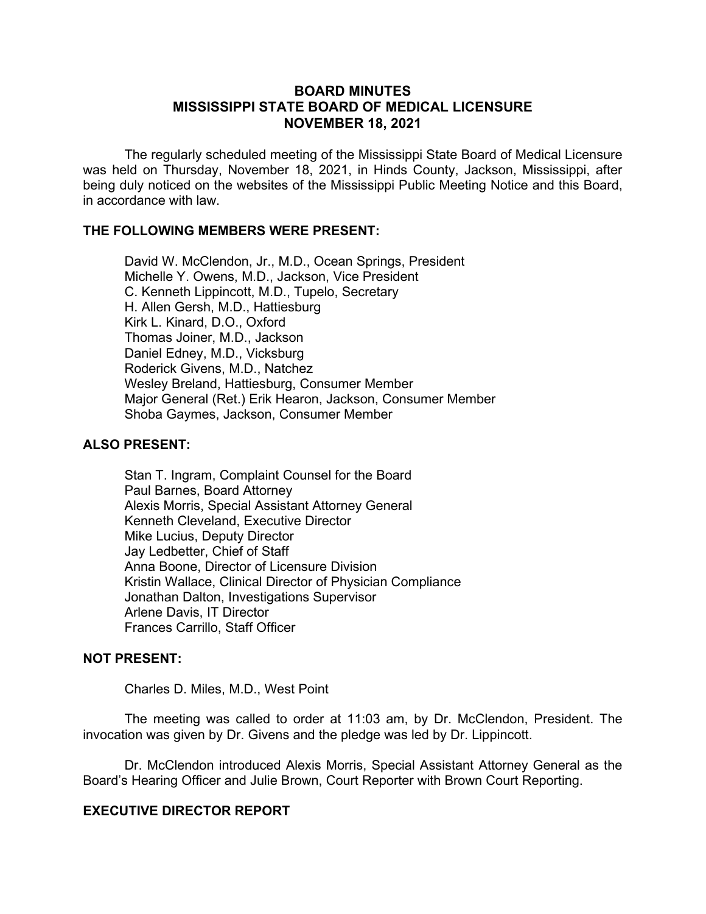# BOARD MINUTES
# MISSISSIPPI STATE BOARD OF MEDICAL LICENSURE
# NOVEMBER 18, 2021

The regularly scheduled meeting of the Mississippi State Board of Medical Licensure was held on Thursday, November 18, 2021, in Hinds County, Jackson, Mississippi, after being duly noticed on the websites of the Mississippi Public Meeting Notice and this Board, in accordance with law.

## THE FOLLOWING MEMBERS WERE PRESENT:

David W. McClendon, Jr., M.D., Ocean Springs, President
Michelle Y. Owens, M.D., Jackson, Vice President
C. Kenneth Lippincott, M.D., Tupelo, Secretary
H. Allen Gersh, M.D., Hattiesburg
Kirk L. Kinard, D.O., Oxford
Thomas Joiner, M.D., Jackson
Daniel Edney, M.D., Vicksburg
Roderick Givens, M.D., Natchez
Wesley Breland, Hattiesburg, Consumer Member
Major General (Ret.) Erik Hearon, Jackson, Consumer Member
Shoba Gaymes, Jackson, Consumer Member

## ALSO PRESENT:

Stan T. Ingram, Complaint Counsel for the Board
Paul Barnes, Board Attorney
Alexis Morris, Special Assistant Attorney General
Kenneth Cleveland, Executive Director
Mike Lucius, Deputy Director
Jay Ledbetter, Chief of Staff
Anna Boone, Director of Licensure Division
Kristin Wallace, Clinical Director of Physician Compliance
Jonathan Dalton, Investigations Supervisor
Arlene Davis, IT Director
Frances Carrillo, Staff Officer

## NOT PRESENT:

Charles D. Miles, M.D., West Point

The meeting was called to order at 11:03 am, by Dr. McClendon, President. The invocation was given by Dr. Givens and the pledge was led by Dr. Lippincott.

Dr. McClendon introduced Alexis Morris, Special Assistant Attorney General as the Board's Hearing Officer and Julie Brown, Court Reporter with Brown Court Reporting.

## EXECUTIVE DIRECTOR REPORT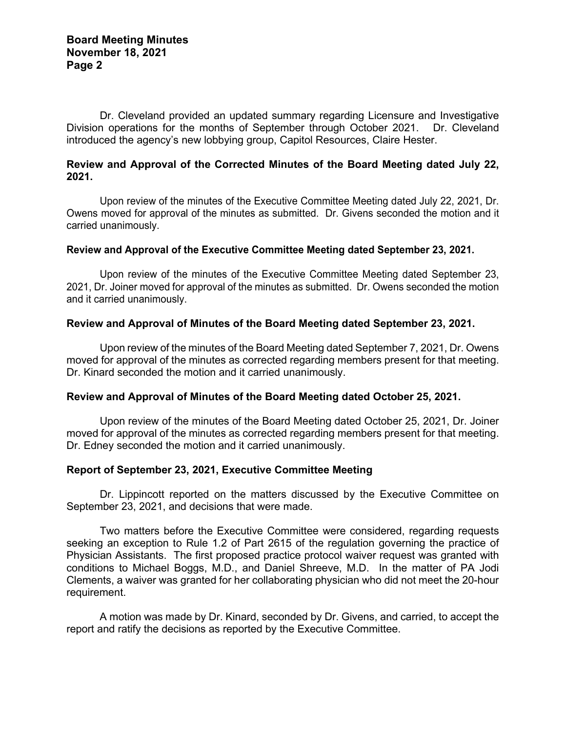Dr. Cleveland provided an updated summary regarding Licensure and Investigative Division operations for the months of September through October 2021. Dr. Cleveland introduced the agency's new lobbying group, Capitol Resources, Claire Hester.

**Review and Approval of the Corrected Minutes of the Board Meeting dated July 22, 2021.**

Upon review of the minutes of the Executive Committee Meeting dated July 22, 2021, Dr. Owens moved for approval of the minutes as submitted. Dr. Givens seconded the motion and it carried unanimously.

**Review and Approval of the Executive Committee Meeting dated September 23, 2021.**

Upon review of the minutes of the Executive Committee Meeting dated September 23, 2021, Dr. Joiner moved for approval of the minutes as submitted. Dr. Owens seconded the motion and it carried unanimously.

**Review and Approval of Minutes of the Board Meeting dated September 23, 2021.**

Upon review of the minutes of the Board Meeting dated September 7, 2021, Dr. Owens moved for approval of the minutes as corrected regarding members present for that meeting. Dr. Kinard seconded the motion and it carried unanimously.

**Review and Approval of Minutes of the Board Meeting dated October 25, 2021.**

Upon review of the minutes of the Board Meeting dated October 25, 2021, Dr. Joiner moved for approval of the minutes as corrected regarding members present for that meeting. Dr. Edney seconded the motion and it carried unanimously.

**Report of September 23, 2021, Executive Committee Meeting**

Dr. Lippincott reported on the matters discussed by the Executive Committee on September 23, 2021, and decisions that were made.

Two matters before the Executive Committee were considered, regarding requests seeking an exception to Rule 1.2 of Part 2615 of the regulation governing the practice of Physician Assistants. The first proposed practice protocol waiver request was granted with conditions to Michael Boggs, M.D., and Daniel Shreeve, M.D. In the matter of PA Jodi Clements, a waiver was granted for her collaborating physician who did not meet the 20-hour requirement.

A motion was made by Dr. Kinard, seconded by Dr. Givens, and carried, to accept the report and ratify the decisions as reported by the Executive Committee.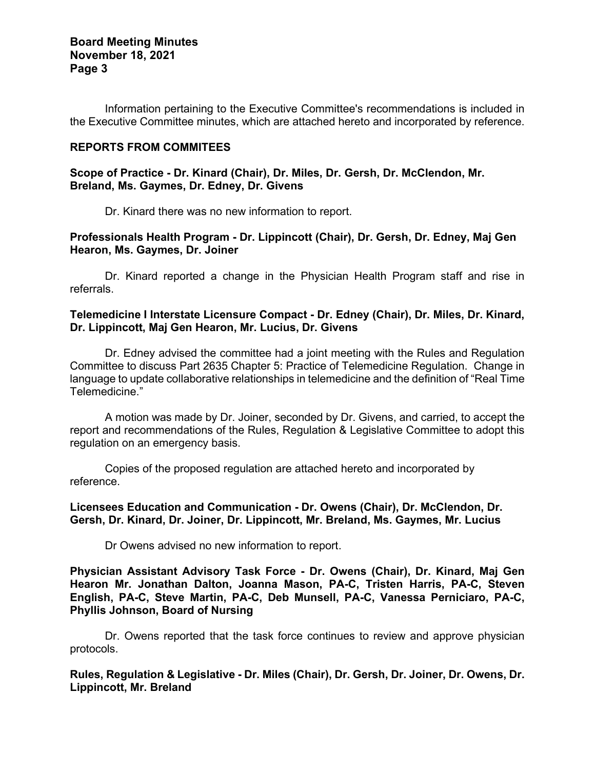Information pertaining to the Executive Committee's recommendations is included in the Executive Committee minutes, which are attached hereto and incorporated by reference.

## REPORTS FROM COMMITEES

**Scope of Practice - Dr. Kinard (Chair), Dr. Miles, Dr. Gersh, Dr. McClendon, Mr. Breland, Ms. Gaymes, Dr. Edney, Dr. Givens**

Dr. Kinard there was no new information to report.

**Professionals Health Program - Dr. Lippincott (Chair), Dr. Gersh, Dr. Edney, Maj Gen Hearon, Ms. Gaymes, Dr. Joiner**

Dr. Kinard reported a change in the Physician Health Program staff and rise in referrals.

**Telemedicine I Interstate Licensure Compact - Dr. Edney (Chair), Dr. Miles, Dr. Kinard, Dr. Lippincott, Maj Gen Hearon, Mr. Lucius, Dr. Givens**

Dr. Edney advised the committee had a joint meeting with the Rules and Regulation Committee to discuss Part 2635 Chapter 5: Practice of Telemedicine Regulation. Change in language to update collaborative relationships in telemedicine and the definition of "Real Time Telemedicine."

A motion was made by Dr. Joiner, seconded by Dr. Givens, and carried, to accept the report and recommendations of the Rules, Regulation & Legislative Committee to adopt this regulation on an emergency basis.

Copies of the proposed regulation are attached hereto and incorporated by reference.

**Licensees Education and Communication - Dr. Owens (Chair), Dr. McClendon, Dr. Gersh, Dr. Kinard, Dr. Joiner, Dr. Lippincott, Mr. Breland, Ms. Gaymes, Mr. Lucius**

Dr Owens advised no new information to report.

**Physician Assistant Advisory Task Force - Dr. Owens (Chair), Dr. Kinard, Maj Gen Hearon Mr. Jonathan Dalton, Joanna Mason, PA-C, Tristen Harris, PA-C, Steven English, PA-C, Steve Martin, PA-C, Deb Munsell, PA-C, Vanessa Perniciaro, PA-C, Phyllis Johnson, Board of Nursing**

Dr. Owens reported that the task force continues to review and approve physician protocols.

**Rules, Regulation & Legislative - Dr. Miles (Chair), Dr. Gersh, Dr. Joiner, Dr. Owens, Dr. Lippincott, Mr. Breland**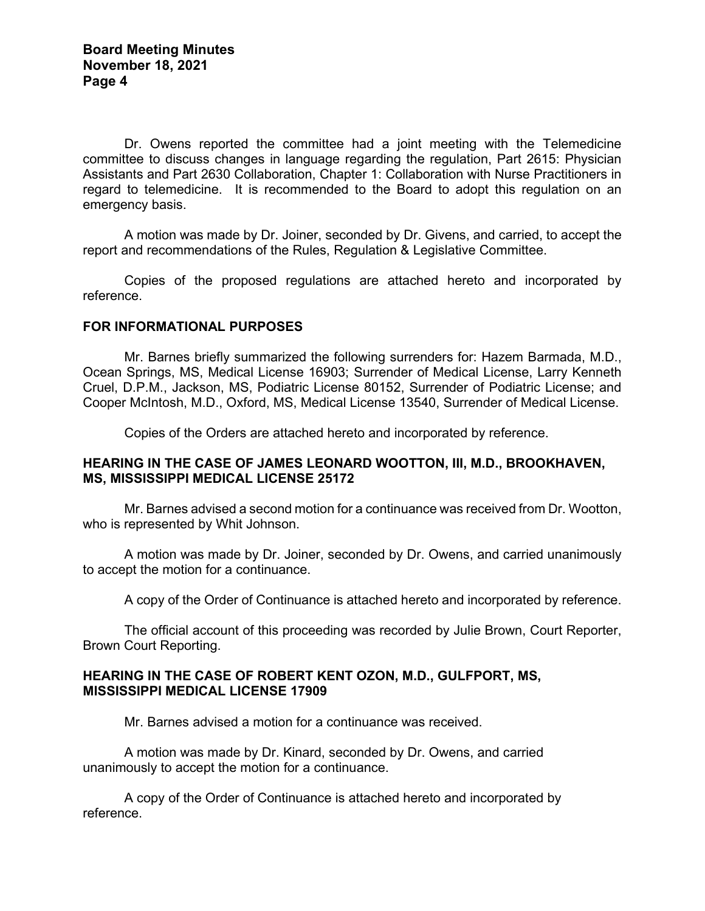Dr. Owens reported the committee had a joint meeting with the Telemedicine committee to discuss changes in language regarding the regulation, Part 2615: Physician Assistants and Part 2630 Collaboration, Chapter 1: Collaboration with Nurse Practitioners in regard to telemedicine. It is recommended to the Board to adopt this regulation on an emergency basis.

A motion was made by Dr. Joiner, seconded by Dr. Givens, and carried, to accept the report and recommendations of the Rules, Regulation & Legislative Committee.

Copies of the proposed regulations are attached hereto and incorporated by reference.

## FOR INFORMATIONAL PURPOSES

Mr. Barnes briefly summarized the following surrenders for: Hazem Barmada, M.D., Ocean Springs, MS, Medical License 16903; Surrender of Medical License, Larry Kenneth Cruel, D.P.M., Jackson, MS, Podiatric License 80152, Surrender of Podiatric License; and Cooper McIntosh, M.D., Oxford, MS, Medical License 13540, Surrender of Medical License.

Copies of the Orders are attached hereto and incorporated by reference.

## HEARING IN THE CASE OF JAMES LEONARD WOOTTON, III, M.D., BROOKHAVEN, MS, MISSISSIPPI MEDICAL LICENSE 25172

Mr. Barnes advised a second motion for a continuance was received from Dr. Wootton, who is represented by Whit Johnson.

A motion was made by Dr. Joiner, seconded by Dr. Owens, and carried unanimously to accept the motion for a continuance.

A copy of the Order of Continuance is attached hereto and incorporated by reference.

The official account of this proceeding was recorded by Julie Brown, Court Reporter, Brown Court Reporting.

## HEARING IN THE CASE OF ROBERT KENT OZON, M.D., GULFPORT, MS, MISSISSIPPI MEDICAL LICENSE 17909

Mr. Barnes advised a motion for a continuance was received.

A motion was made by Dr. Kinard, seconded by Dr. Owens, and carried unanimously to accept the motion for a continuance.

A copy of the Order of Continuance is attached hereto and incorporated by reference.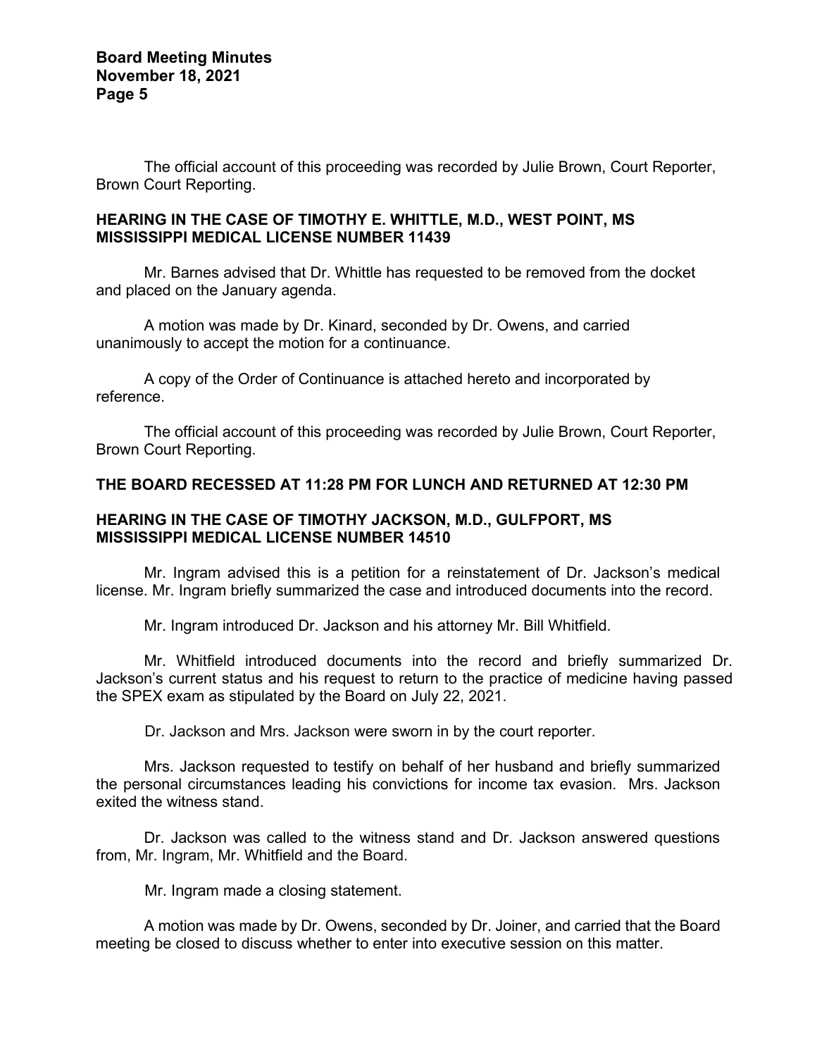The official account of this proceeding was recorded by Julie Brown, Court Reporter, Brown Court Reporting.

**HEARING IN THE CASE OF TIMOTHY E. WHITTLE, M.D., WEST POINT, MS MISSISSIPPI MEDICAL LICENSE NUMBER 11439**

Mr. Barnes advised that Dr. Whittle has requested to be removed from the docket and placed on the January agenda.

A motion was made by Dr. Kinard, seconded by Dr. Owens, and carried unanimously to accept the motion for a continuance.

A copy of the Order of Continuance is attached hereto and incorporated by reference.

The official account of this proceeding was recorded by Julie Brown, Court Reporter, Brown Court Reporting.

**THE BOARD RECESSED AT 11:28 PM FOR LUNCH AND RETURNED AT 12:30 PM**

**HEARING IN THE CASE OF TIMOTHY JACKSON, M.D., GULFPORT, MS MISSISSIPPI MEDICAL LICENSE NUMBER 14510**

Mr. Ingram advised this is a petition for a reinstatement of Dr. Jackson's medical license. Mr. Ingram briefly summarized the case and introduced documents into the record.

Mr. Ingram introduced Dr. Jackson and his attorney Mr. Bill Whitfield.

Mr. Whitfield introduced documents into the record and briefly summarized Dr. Jackson's current status and his request to return to the practice of medicine having passed the SPEX exam as stipulated by the Board on July 22, 2021.

Dr. Jackson and Mrs. Jackson were sworn in by the court reporter.

Mrs. Jackson requested to testify on behalf of her husband and briefly summarized the personal circumstances leading his convictions for income tax evasion. Mrs. Jackson exited the witness stand.

Dr. Jackson was called to the witness stand and Dr. Jackson answered questions from, Mr. Ingram, Mr. Whitfield and the Board.

Mr. Ingram made a closing statement.

A motion was made by Dr. Owens, seconded by Dr. Joiner, and carried that the Board meeting be closed to discuss whether to enter into executive session on this matter.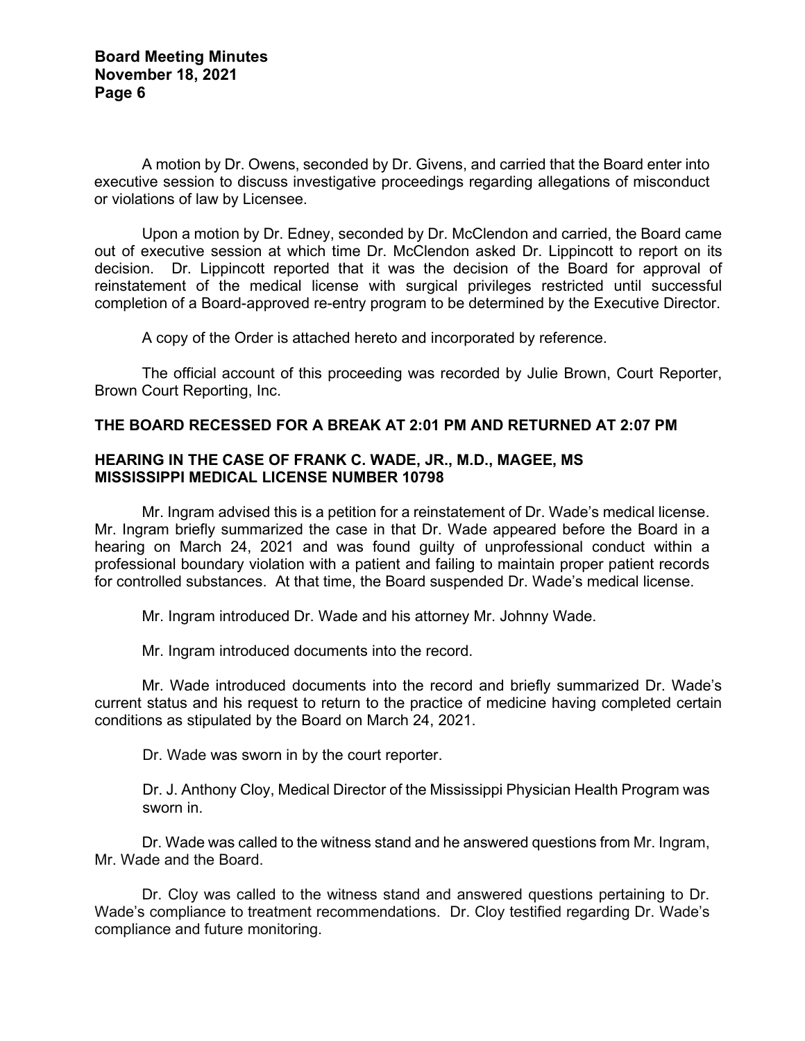A motion by Dr. Owens, seconded by Dr. Givens, and carried that the Board enter into executive session to discuss investigative proceedings regarding allegations of misconduct or violations of law by Licensee.

Upon a motion by Dr. Edney, seconded by Dr. McClendon and carried, the Board came out of executive session at which time Dr. McClendon asked Dr. Lippincott to report on its decision. Dr. Lippincott reported that it was the decision of the Board for approval of reinstatement of the medical license with surgical privileges restricted until successful completion of a Board-approved re-entry program to be determined by the Executive Director.

A copy of the Order is attached hereto and incorporated by reference.

The official account of this proceeding was recorded by Julie Brown, Court Reporter, Brown Court Reporting, Inc.

**THE BOARD RECESSED FOR A BREAK AT 2:01 PM AND RETURNED AT 2:07 PM**

**HEARING IN THE CASE OF FRANK C. WADE, JR., M.D., MAGEE, MS**
**MISSISSIPPI MEDICAL LICENSE NUMBER 10798**

Mr. Ingram advised this is a petition for a reinstatement of Dr. Wade's medical license. Mr. Ingram briefly summarized the case in that Dr. Wade appeared before the Board in a hearing on March 24, 2021 and was found guilty of unprofessional conduct within a professional boundary violation with a patient and failing to maintain proper patient records for controlled substances. At that time, the Board suspended Dr. Wade's medical license.

Mr. Ingram introduced Dr. Wade and his attorney Mr. Johnny Wade.

Mr. Ingram introduced documents into the record.

Mr. Wade introduced documents into the record and briefly summarized Dr. Wade's current status and his request to return to the practice of medicine having completed certain conditions as stipulated by the Board on March 24, 2021.

Dr. Wade was sworn in by the court reporter.

Dr. J. Anthony Cloy, Medical Director of the Mississippi Physician Health Program was sworn in.

Dr. Wade was called to the witness stand and he answered questions from Mr. Ingram, Mr. Wade and the Board.

Dr. Cloy was called to the witness stand and answered questions pertaining to Dr. Wade's compliance to treatment recommendations. Dr. Cloy testified regarding Dr. Wade's compliance and future monitoring.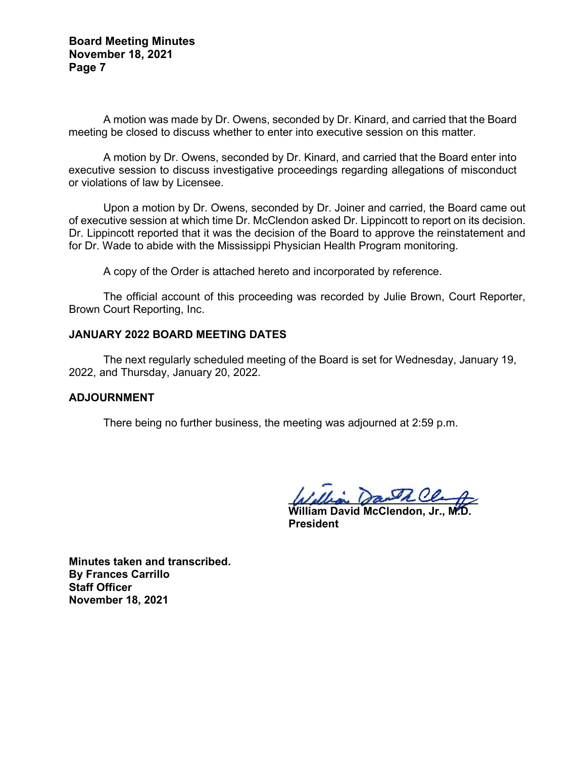A motion was made by Dr. Owens, seconded by Dr. Kinard, and carried that the Board meeting be closed to discuss whether to enter into executive session on this matter.

A motion by Dr. Owens, seconded by Dr. Kinard, and carried that the Board enter into executive session to discuss investigative proceedings regarding allegations of misconduct or violations of law by Licensee.

Upon a motion by Dr. Owens, seconded by Dr. Joiner and carried, the Board came out of executive session at which time Dr. McClendon asked Dr. Lippincott to report on its decision. Dr. Lippincott reported that it was the decision of the Board to approve the reinstatement and for Dr. Wade to abide with the Mississippi Physician Health Program monitoring.

A copy of the Order is attached hereto and incorporated by reference.

The official account of this proceeding was recorded by Julie Brown, Court Reporter, Brown Court Reporting, Inc.

## JANUARY 2022 BOARD MEETING DATES

The next regularly scheduled meeting of the Board is set for Wednesday, January 19, 2022, and Thursday, January 20, 2022.

## ADJOURNMENT

There being no further business, the meeting was adjourned at 2:59 p.m.

**William David McClendon, Jr., M.D.**
**President**

**Minutes taken and transcribed.**
**By Frances Carrillo**
**Staff Officer**
**November 18, 2021**